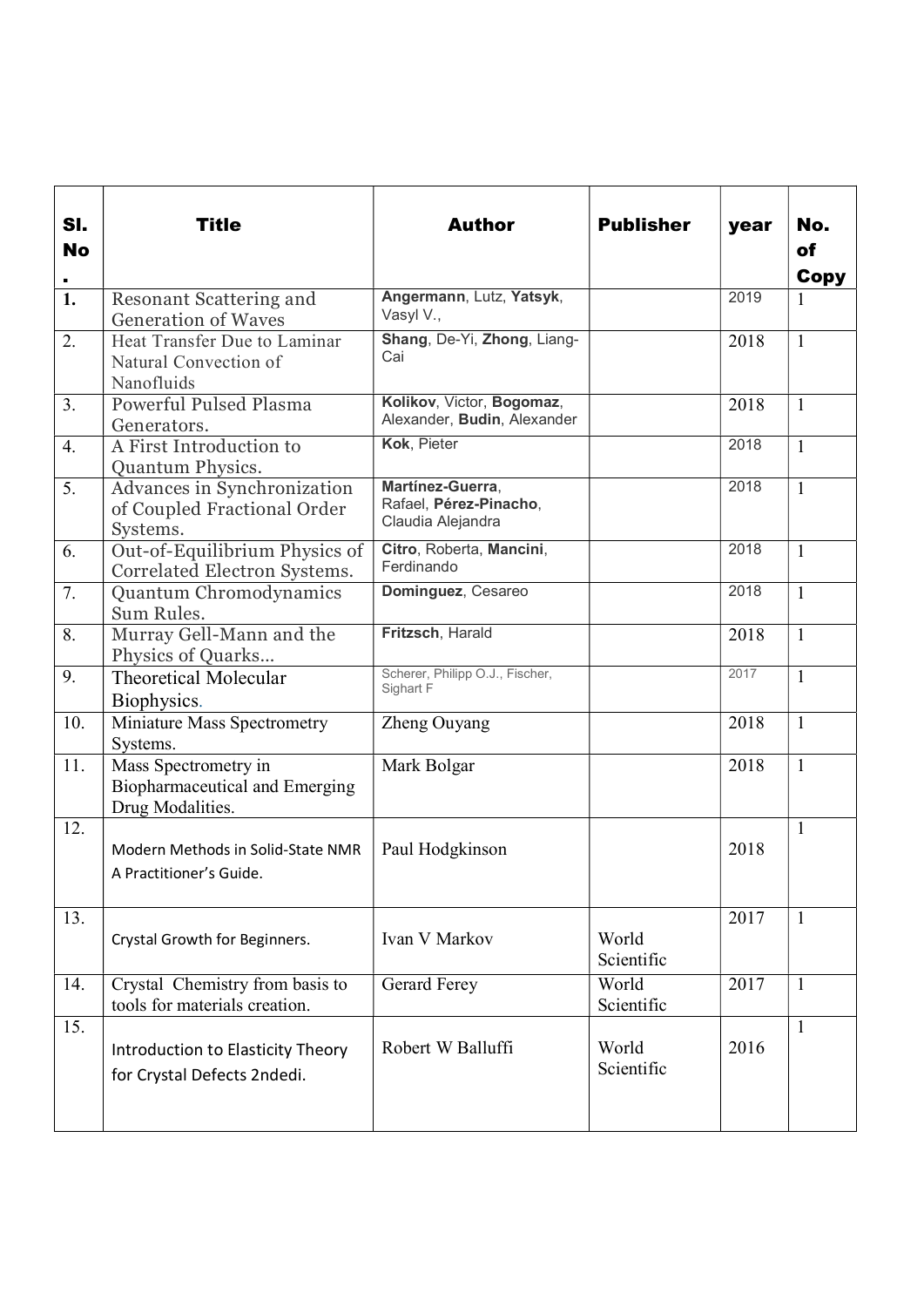| Sl. No. | Title | Author | Publisher | year | No. of Copy |
|---|---|---|---|---|---|
| 1. | Resonant Scattering and Generation of Waves | **Angermann**, Lutz, **Yatsyk**, Vasyl V., | | 2019 | 1 |
| 2. | Heat Transfer Due to Laminar Natural Convection of Nanofluids | **Shang**, De-Yi, **Zhong**, Liang-Cai | | 2018 | 1 |
| 3. | Powerful Pulsed Plasma Generators. | **Kolikov**, Victor, **Bogomaz**, Alexander, **Budin**, Alexander | | 2018 | 1 |
| 4. | A First Introduction to Quantum Physics. | **Kok**, Pieter | | 2018 | 1 |
| 5. | Advances in Synchronization of Coupled Fractional Order Systems. | **Martínez-Guerra**, Rafael, **Pérez-Pinacho**, Claudia Alejandra | | 2018 | 1 |
| 6. | Out-of-Equilibrium Physics of Correlated Electron Systems. | **Citro**, Roberta, **Mancini**, Ferdinando | | 2018 | 1 |
| 7. | Quantum Chromodynamics Sum Rules. | **Dominguez**, Cesareo | | 2018 | 1 |
| 8. | Murray Gell-Mann and the Physics of Quarks... | **Fritzsch**, Harald | | 2018 | 1 |
| 9. | Theoretical Molecular Biophysics. | Scherer, Philipp O.J., Fischer, Sighart F | | 2017 | 1 |
| 10. | Miniature Mass Spectrometry Systems. | Zheng Ouyang | | 2018 | 1 |
| 11. | Mass Spectrometry in Biopharmaceutical and Emerging Drug Modalities. | Mark Bolgar | | 2018 | 1 |
| 12. | Modern Methods in Solid-State NMR A Practitioner's Guide. | Paul Hodgkinson | | 2018 | 1 |
| 13. | Crystal Growth for Beginners. | Ivan V Markov | World Scientific | 2017 | 1 |
| 14. | Crystal Chemistry from basis to tools for materials creation. | Gerard Ferey | World Scientific | 2017 | 1 |
| 15. | Introduction to Elasticity Theory for Crystal Defects 2ndedi. | Robert W Balluffi | World Scientific | 2016 | 1 |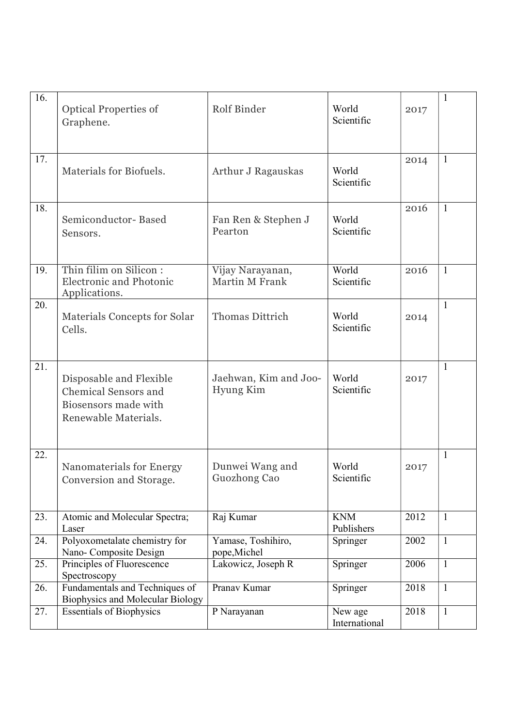| 16. | Optical Properties of Graphene. | Rolf Binder | World Scientific | 2017 | 1 |
|---|---|---|---|---|---|
| 17. | Materials for Biofuels. | Arthur J Ragauskas | World Scientific | 2014 | 1 |
| 18. | Semiconductor- Based Sensors. | Fan Ren & Stephen J Pearton | World Scientific | 2016 | 1 |
| 19. | Thin filim on Silicon : Electronic and Photonic Applications. | Vijay Narayanan, Martin M Frank | World Scientific | 2016 | 1 |
| 20. | Materials Concepts for Solar Cells. | Thomas Dittrich | World Scientific | 2014 | 1 |
| 21. | Disposable and Flexible Chemical Sensors and Biosensors made with Renewable Materials. | Jaehwan, Kim and Joo-Hyung Kim | World Scientific | 2017 | 1 |
| 22. | Nanomaterials for Energy Conversion and Storage. | Dunwei Wang and Guozhong Cao | World Scientific | 2017 | 1 |
| 23. | Atomic and Molecular Spectra; Laser | Raj Kumar | KNM Publishers | 2012 | 1 |
| 24. | Polyoxometalate chemistry for Nano- Composite Design | Yamase, Toshihiro, pope,Michel | Springer | 2002 | 1 |
| 25. | Principles of Fluorescence Spectroscopy | Lakowicz, Joseph R | Springer | 2006 | 1 |
| 26. | Fundamentals and Techniques of Biophysics and Molecular Biology | Pranav Kumar | Springer | 2018 | 1 |
| 27. | Essentials of Biophysics | P Narayanan | New age International | 2018 | 1 |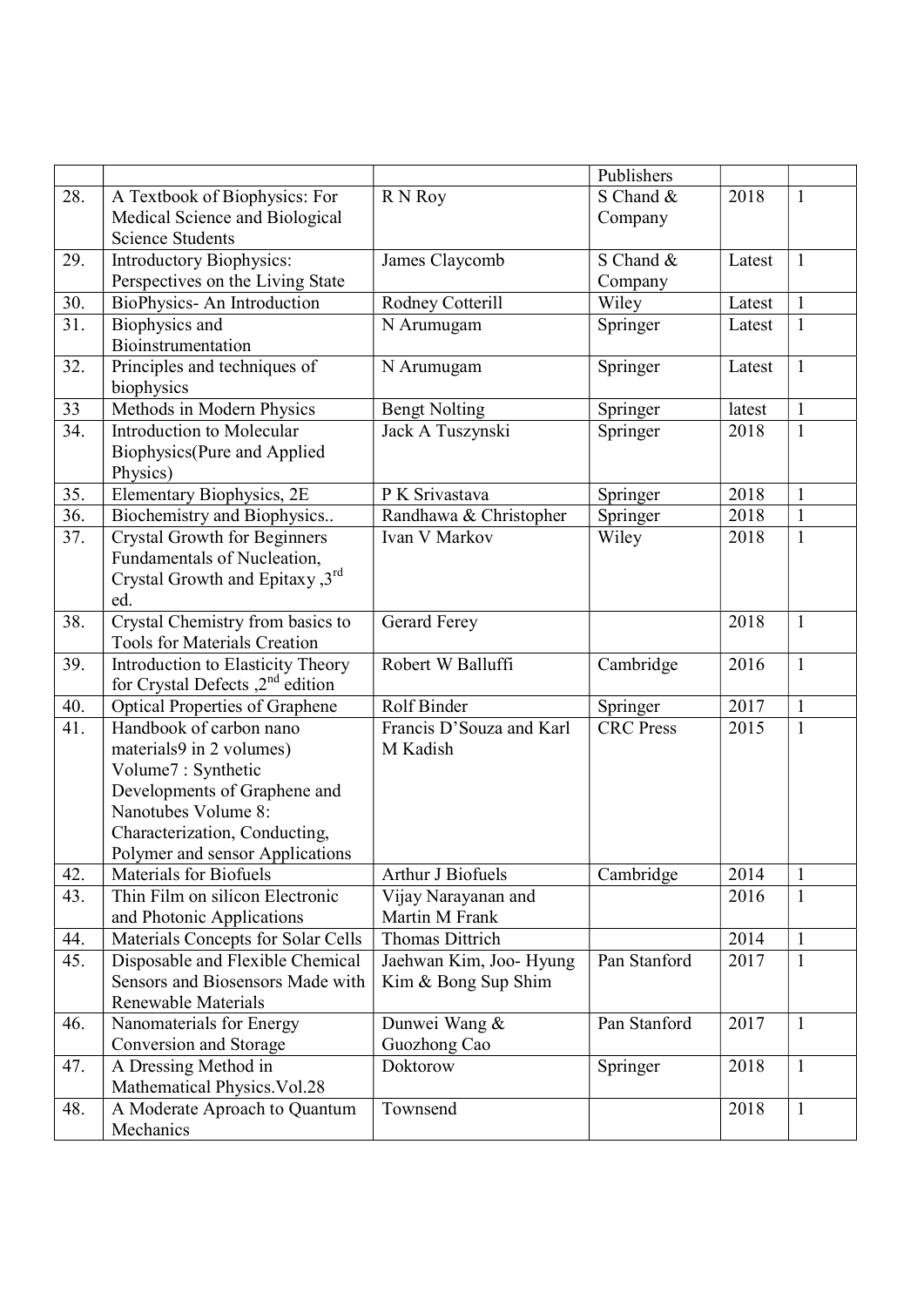|  |  |  | Publishers |  |  |
|---|---|---|---|---|---|
| 28. | A Textbook of Biophysics: For Medical Science and Biological Science Students | R N Roy | S Chand & Company | 2018 | 1 |
| 29. | Introductory Biophysics: Perspectives on the Living State | James Claycomb | S Chand & Company | Latest | 1 |
| 30. | BioPhysics- An Introduction | Rodney Cotterill | Wiley | Latest | 1 |
| 31. | Biophysics and Bioinstrumentation | N Arumugam | Springer | Latest | 1 |
| 32. | Principles and techniques of biophysics | N Arumugam | Springer | Latest | 1 |
| 33 | Methods in Modern Physics | Bengt Nolting | Springer | latest | 1 |
| 34. | Introduction to Molecular Biophysics(Pure and Applied Physics) | Jack A Tuszynski | Springer | 2018 | 1 |
| 35. | Elementary Biophysics, 2E | P K Srivastava | Springer | 2018 | 1 |
| 36. | Biochemistry and Biophysics.. | Randhawa & Christopher | Springer | 2018 | 1 |
| 37. | Crystal Growth for Beginners Fundamentals of Nucleation, Crystal Growth and Epitaxy ,3rd ed. | Ivan V Markov | Wiley | 2018 | 1 |
| 38. | Crystal Chemistry from basics to Tools for Materials Creation | Gerard Ferey |  | 2018 | 1 |
| 39. | Introduction to Elasticity Theory for Crystal Defects ,2nd edition | Robert W Balluffi | Cambridge | 2016 | 1 |
| 40. | Optical Properties of Graphene | Rolf Binder | Springer | 2017 | 1 |
| 41. | Handbook of carbon nano materials9 in 2 volumes) Volume7 : Synthetic Developments of Graphene and Nanotubes Volume 8: Characterization, Conducting, Polymer and sensor Applications | Francis D'Souza and Karl M Kadish | CRC Press | 2015 | 1 |
| 42. | Materials for Biofuels | Arthur J Biofuels | Cambridge | 2014 | 1 |
| 43. | Thin Film on silicon Electronic and Photonic Applications | Vijay Narayanan and Martin M Frank |  | 2016 | 1 |
| 44. | Materials Concepts for Solar Cells | Thomas Dittrich |  | 2014 | 1 |
| 45. | Disposable and Flexible Chemical Sensors and Biosensors Made with Renewable Materials | Jaehwan Kim, Joo- Hyung Kim & Bong Sup Shim | Pan Stanford | 2017 | 1 |
| 46. | Nanomaterials for Energy Conversion and Storage | Dunwei Wang & Guozhong Cao | Pan Stanford | 2017 | 1 |
| 47. | A Dressing Method in Mathematical Physics.Vol.28 | Doktorow | Springer | 2018 | 1 |
| 48. | A Moderate Aproach to Quantum Mechanics | Townsend |  | 2018 | 1 |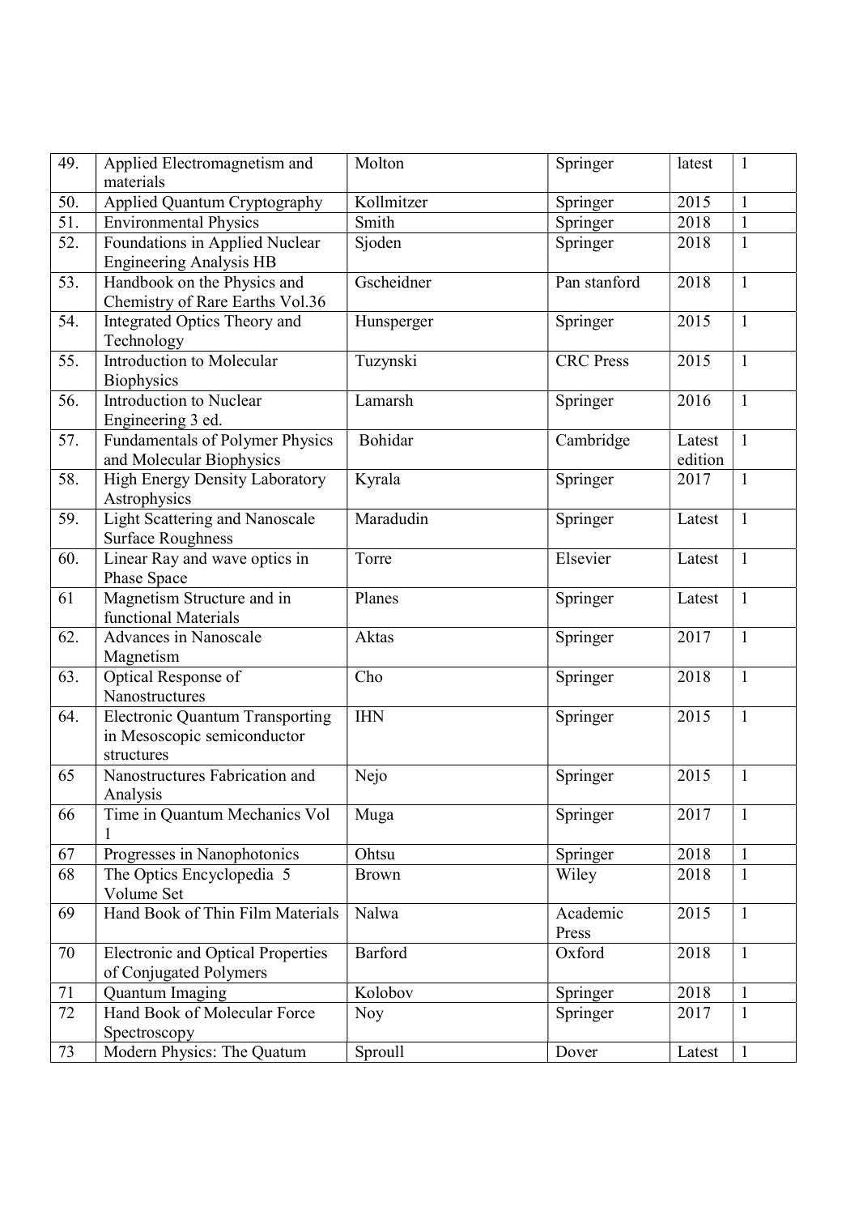| 49. | Applied Electromagnetism and materials | Molton | Springer | latest | 1 |
|---|---|---|---|---|---|
| 50. | Applied Quantum Cryptography | Kollmitzer | Springer | 2015 | 1 |
| 51. | Environmental Physics | Smith | Springer | 2018 | 1 |
| 52. | Foundations in Applied Nuclear Engineering Analysis HB | Sjoden | Springer | 2018 | 1 |
| 53. | Handbook on the Physics and Chemistry of Rare Earths Vol.36 | Gscheidner | Pan stanford | 2018 | 1 |
| 54. | Integrated Optics Theory and Technology | Hunsperger | Springer | 2015 | 1 |
| 55. | Introduction to Molecular Biophysics | Tuzynski | CRC Press | 2015 | 1 |
| 56. | Introduction to Nuclear Engineering 3 ed. | Lamarsh | Springer | 2016 | 1 |
| 57. | Fundamentals of Polymer Physics and Molecular Biophysics | Bohidar | Cambridge | Latest edition | 1 |
| 58. | High Energy Density Laboratory Astrophysics | Kyrala | Springer | 2017 | 1 |
| 59. | Light Scattering and Nanoscale Surface Roughness | Maradudin | Springer | Latest | 1 |
| 60. | Linear Ray and wave optics in Phase Space | Torre | Elsevier | Latest | 1 |
| 61 | Magnetism Structure and in functional Materials | Planes | Springer | Latest | 1 |
| 62. | Advances in Nanoscale Magnetism | Aktas | Springer | 2017 | 1 |
| 63. | Optical Response of Nanostructures | Cho | Springer | 2018 | 1 |
| 64. | Electronic Quantum Transporting in Mesoscopic semiconductor structures | IHN | Springer | 2015 | 1 |
| 65 | Nanostructures Fabrication and Analysis | Nejo | Springer | 2015 | 1 |
| 66 | Time in Quantum Mechanics Vol 1 | Muga | Springer | 2017 | 1 |
| 67 | Progresses in Nanophotonics | Ohtsu | Springer | 2018 | 1 |
| 68 | The Optics Encyclopedia 5 Volume Set | Brown | Wiley | 2018 | 1 |
| 69 | Hand Book of Thin Film Materials | Nalwa | Academic Press | 2015 | 1 |
| 70 | Electronic and Optical Properties of Conjugated Polymers | Barford | Oxford | 2018 | 1 |
| 71 | Quantum Imaging | Kolobov | Springer | 2018 | 1 |
| 72 | Hand Book of Molecular Force Spectroscopy | Noy | Springer | 2017 | 1 |
| 73 | Modern Physics: The Quatum | Sproull | Dover | Latest | 1 |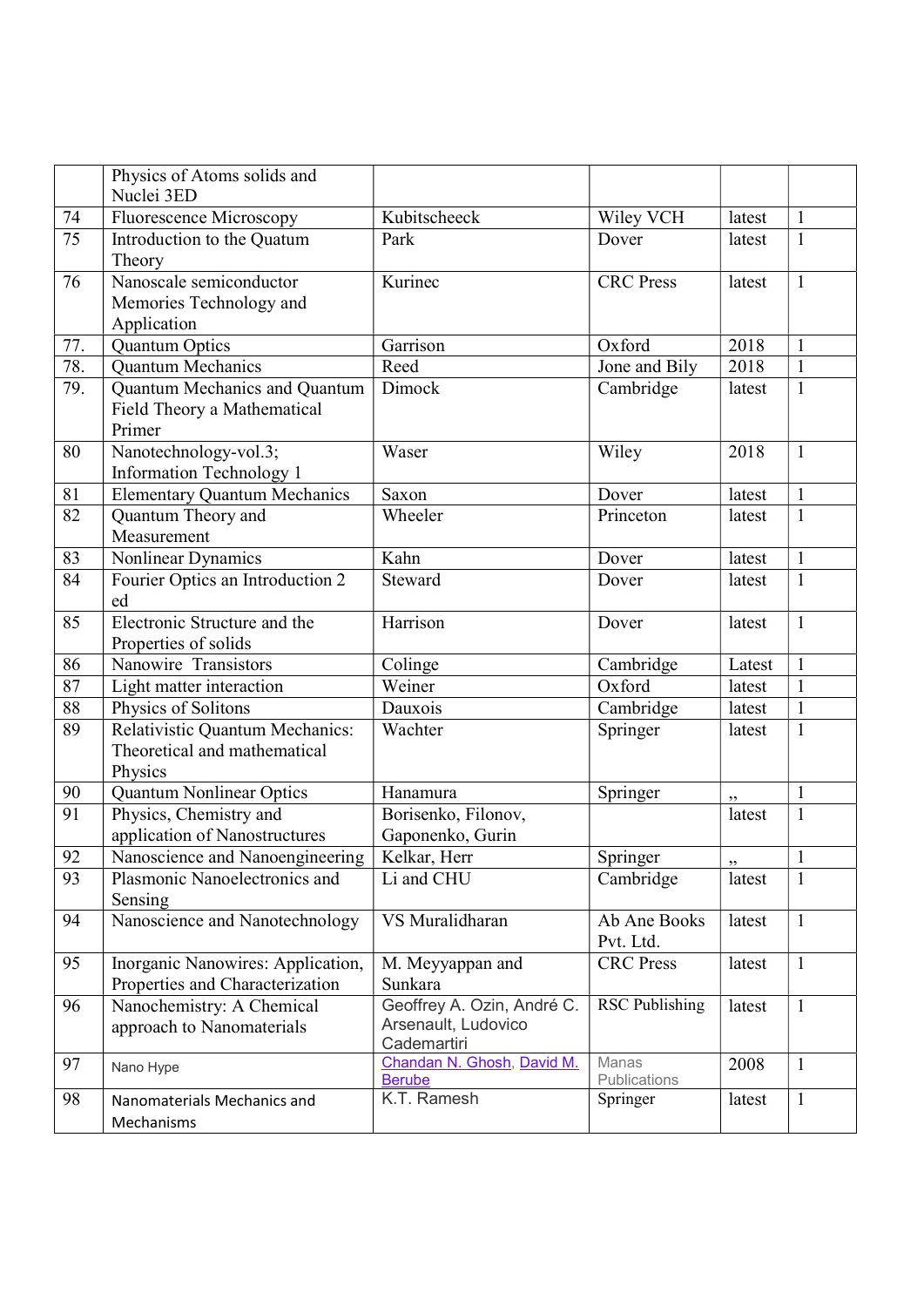| | Physics of Atoms solids and Nuclei 3ED | | | | |
|---|---|---|---|---|---|
| 74 | Fluorescence Microscopy | Kubitscheeck | Wiley VCH | latest | 1 |
| 75 | Introduction to the Quatum Theory | Park | Dover | latest | 1 |
| 76 | Nanoscale semiconductor Memories Technology and Application | Kurinec | CRC Press | latest | 1 |
| 77. | Quantum Optics | Garrison | Oxford | 2018 | 1 |
| 78. | Quantum Mechanics | Reed | Jone and Bily | 2018 | 1 |
| 79. | Quantum Mechanics and Quantum Field Theory a Mathematical Primer | Dimock | Cambridge | latest | 1 |
| 80 | Nanotechnology-vol.3; Information Technology 1 | Waser | Wiley | 2018 | 1 |
| 81 | Elementary Quantum Mechanics | Saxon | Dover | latest | 1 |
| 82 | Quantum Theory and Measurement | Wheeler | Princeton | latest | 1 |
| 83 | Nonlinear Dynamics | Kahn | Dover | latest | 1 |
| 84 | Fourier Optics an Introduction 2 ed | Steward | Dover | latest | 1 |
| 85 | Electronic Structure and the Properties of solids | Harrison | Dover | latest | 1 |
| 86 | Nanowire Transistors | Colinge | Cambridge | Latest | 1 |
| 87 | Light matter interaction | Weiner | Oxford | latest | 1 |
| 88 | Physics of Solitons | Dauxois | Cambridge | latest | 1 |
| 89 | Relativistic Quantum Mechanics: Theoretical and mathematical Physics | Wachter | Springer | latest | 1 |
| 90 | Quantum Nonlinear Optics | Hanamura | Springer | ,, | 1 |
| 91 | Physics, Chemistry and application of Nanostructures | Borisenko, Filonov, Gaponenko, Gurin | | latest | 1 |
| 92 | Nanoscience and Nanoengineering | Kelkar, Herr | Springer | ,, | 1 |
| 93 | Plasmonic Nanoelectronics and Sensing | Li and CHU | Cambridge | latest | 1 |
| 94 | Nanoscience and Nanotechnology | VS Muralidharan | Ab Ane Books Pvt. Ltd. | latest | 1 |
| 95 | Inorganic Nanowires: Application, Properties and Characterization | M. Meyyappan and Sunkara | CRC Press | latest | 1 |
| 96 | Nanochemistry: A Chemical approach to Nanomaterials | Geoffrey A. Ozin, André C. Arsenault, Ludovico Cademartiri | RSC Publishing | latest | 1 |
| 97 | Nano Hype | Chandan N. Ghosh, David M. Berube | Manas Publications | 2008 | 1 |
| 98 | Nanomaterials Mechanics and Mechanisms | K.T. Ramesh | Springer | latest | 1 |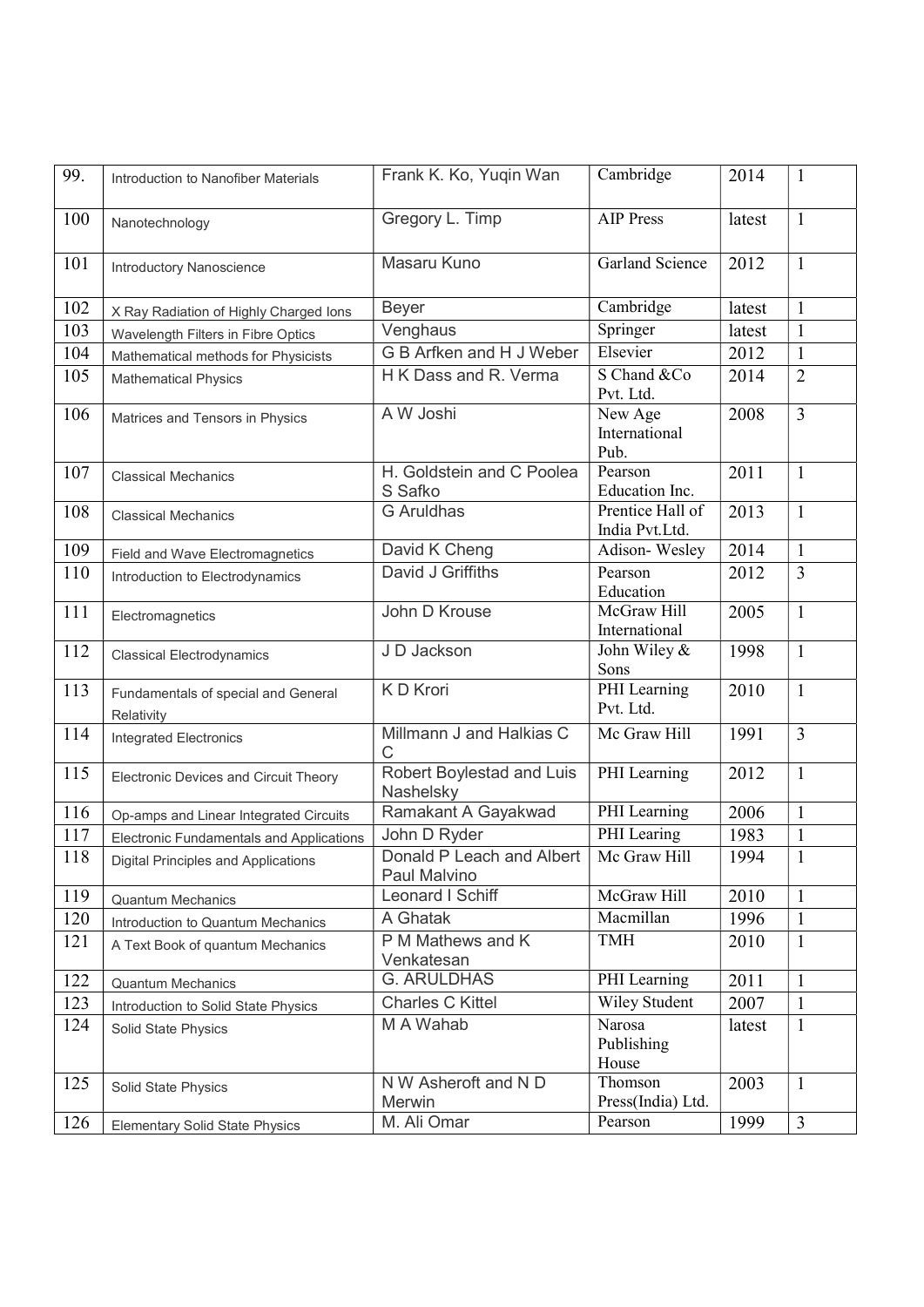| 99. | Introduction to Nanofiber Materials | Frank K. Ko, Yuqin Wan | Cambridge | 2014 | 1 |
|---|---|---|---|---|---|
| 100 | Nanotechnology | Gregory L. Timp | AIP Press | latest | 1 |
| 101 | Introductory Nanoscience | Masaru Kuno | Garland Science | 2012 | 1 |
| 102 | X Ray Radiation of Highly Charged Ions | Beyer | Cambridge | latest | 1 |
| 103 | Wavelength Filters in Fibre Optics | Venghaus | Springer | latest | 1 |
| 104 | Mathematical methods for Physicists | G B Arfken and H J Weber | Elsevier | 2012 | 1 |
| 105 | Mathematical Physics | H K Dass and R. Verma | S Chand &Co Pvt. Ltd. | 2014 | 2 |
| 106 | Matrices and Tensors in Physics | A W Joshi | New Age International Pub. | 2008 | 3 |
| 107 | Classical Mechanics | H. Goldstein and C Poolea S Safko | Pearson Education Inc. | 2011 | 1 |
| 108 | Classical Mechanics | G Aruldhas | Prentice Hall of India Pvt.Ltd. | 2013 | 1 |
| 109 | Field and Wave Electromagnetics | David K Cheng | Adison- Wesley | 2014 | 1 |
| 110 | Introduction to Electrodynamics | David J Griffiths | Pearson Education | 2012 | 3 |
| 111 | Electromagnetics | John D Krouse | McGraw Hill International | 2005 | 1 |
| 112 | Classical Electrodynamics | J D Jackson | John Wiley & Sons | 1998 | 1 |
| 113 | Fundamentals of special and General Relativity | K D Krori | PHI Learning Pvt. Ltd. | 2010 | 1 |
| 114 | Integrated Electronics | Millmann J and Halkias C C | Mc Graw Hill | 1991 | 3 |
| 115 | Electronic Devices and Circuit Theory | Robert Boylestad and Luis Nashelsky | PHI Learning | 2012 | 1 |
| 116 | Op-amps and Linear Integrated Circuits | Ramakant A Gayakwad | PHI Learning | 2006 | 1 |
| 117 | Electronic Fundamentals and Applications | John D Ryder | PHI Learing | 1983 | 1 |
| 118 | Digital Principles and Applications | Donald P Leach and Albert Paul Malvino | Mc Graw Hill | 1994 | 1 |
| 119 | Quantum Mechanics | Leonard I Schiff | McGraw Hill | 2010 | 1 |
| 120 | Introduction to Quantum Mechanics | A Ghatak | Macmillan | 1996 | 1 |
| 121 | A Text Book of quantum Mechanics | P M Mathews and K Venkatesan | TMH | 2010 | 1 |
| 122 | Quantum Mechanics | G. ARULDHAS | PHI Learning | 2011 | 1 |
| 123 | Introduction to Solid State Physics | Charles C Kittel | Wiley Student | 2007 | 1 |
| 124 | Solid State Physics | M A Wahab | Narosa Publishing House | latest | 1 |
| 125 | Solid State Physics | N W Asheroft and N D Merwin | Thomson Press(India) Ltd. | 2003 | 1 |
| 126 | Elementary Solid State Physics | M. Ali Omar | Pearson | 1999 | 3 |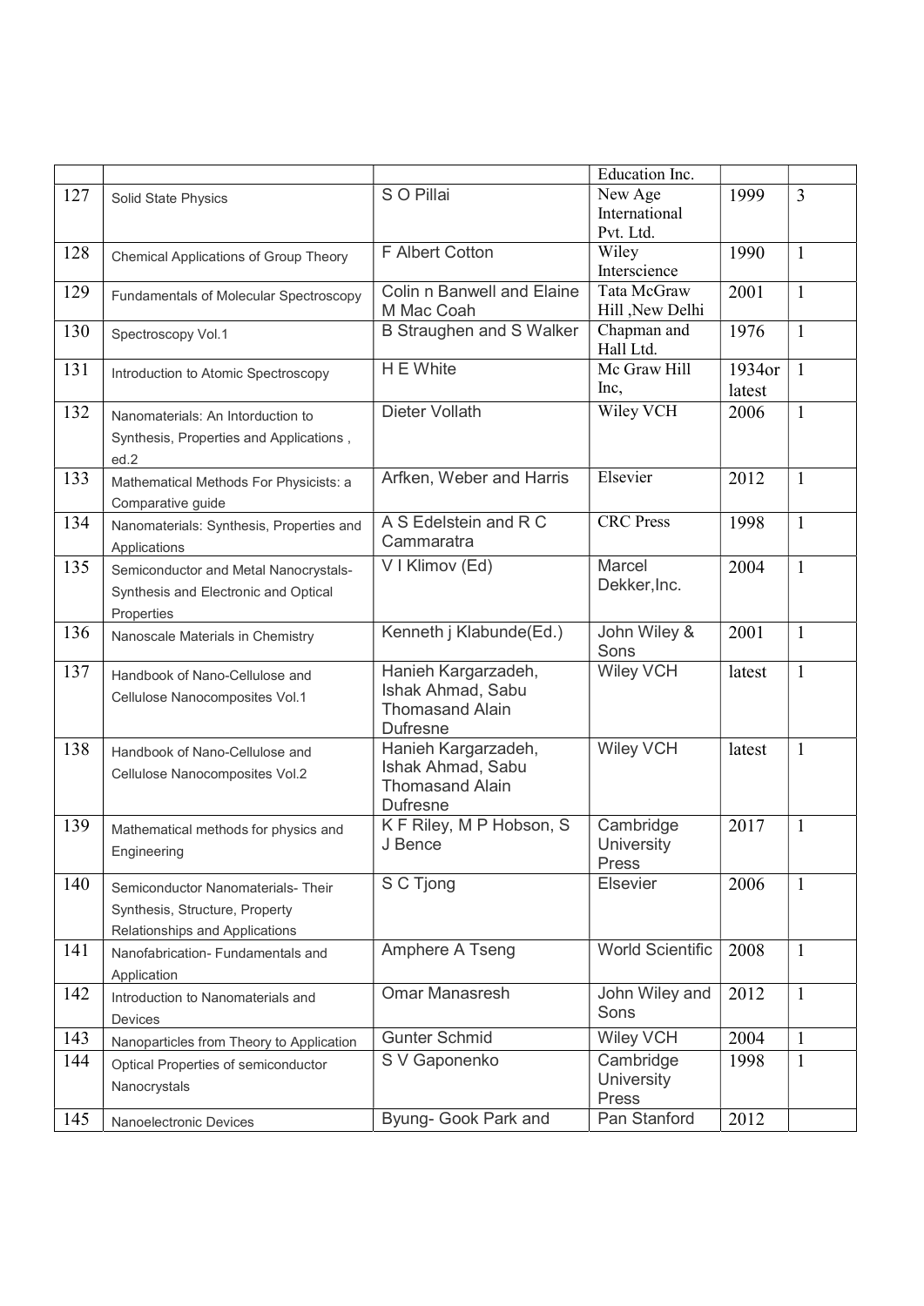|  |  |  | Education Inc. |  |  |
|---|---|---|---|---|---|
| 127 | Solid State Physics | S O Pillai | New Age International Pvt. Ltd. | 1999 | 3 |
| 128 | Chemical Applications of Group Theory | F Albert Cotton | Wiley Interscience | 1990 | 1 |
| 129 | Fundamentals of Molecular Spectroscopy | Colin n Banwell and Elaine M Mac Coah | Tata McGraw Hill ,New Delhi | 2001 | 1 |
| 130 | Spectroscopy Vol.1 | B Straughen and S Walker | Chapman and Hall Ltd. | 1976 | 1 |
| 131 | Introduction to Atomic Spectroscopy | H E White | Mc Graw Hill Inc, | 1934or latest | 1 |
| 132 | Nanomaterials: An Intorduction to Synthesis, Properties and Applications , ed.2 | Dieter Vollath | Wiley VCH | 2006 | 1 |
| 133 | Mathematical Methods For Physicists: a Comparative guide | Arfken, Weber and Harris | Elsevier | 2012 | 1 |
| 134 | Nanomaterials: Synthesis, Properties and Applications | A S Edelstein and R C Cammaratra | CRC Press | 1998 | 1 |
| 135 | Semiconductor and Metal Nanocrystals- Synthesis and Electronic and Optical Properties | V I Klimov (Ed) | Marcel Dekker,Inc. | 2004 | 1 |
| 136 | Nanoscale Materials in Chemistry | Kenneth j Klabunde(Ed.) | John Wiley & Sons | 2001 | 1 |
| 137 | Handbook of Nano-Cellulose and Cellulose Nanocomposites Vol.1 | Hanieh Kargarzadeh, Ishak Ahmad, Sabu Thomasand Alain Dufresne | Wiley VCH | latest | 1 |
| 138 | Handbook of Nano-Cellulose and Cellulose Nanocomposites Vol.2 | Hanieh Kargarzadeh, Ishak Ahmad, Sabu Thomasand Alain Dufresne | Wiley VCH | latest | 1 |
| 139 | Mathematical methods for physics and Engineering | K F Riley, M P Hobson, S J Bence | Cambridge University Press | 2017 | 1 |
| 140 | Semiconductor Nanomaterials- Their Synthesis, Structure, Property Relationships and Applications | S C Tjong | Elsevier | 2006 | 1 |
| 141 | Nanofabrication- Fundamentals and Application | Amphere A Tseng | World Scientific | 2008 | 1 |
| 142 | Introduction to Nanomaterials and Devices | Omar Manasresh | John Wiley and Sons | 2012 | 1 |
| 143 | Nanoparticles from Theory to Application | Gunter Schmid | Wiley VCH | 2004 | 1 |
| 144 | Optical Properties of semiconductor Nanocrystals | S V Gaponenko | Cambridge University Press | 1998 | 1 |
| 145 | Nanoelectronic Devices | Byung- Gook Park and | Pan Stanford | 2012 |  |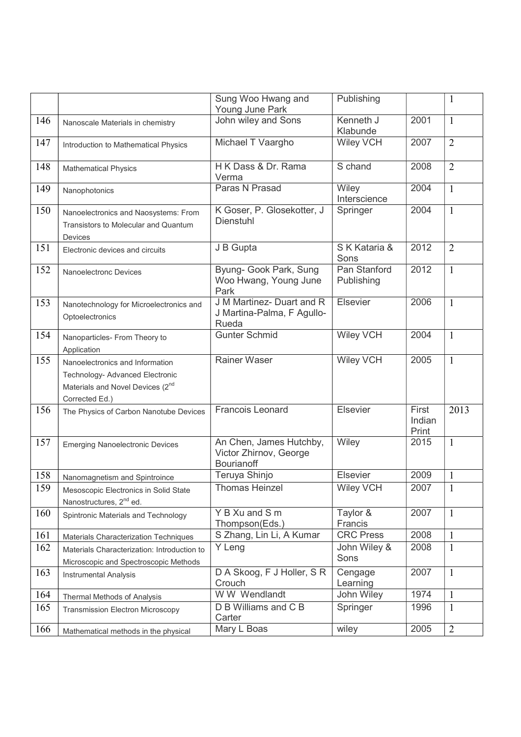| | | | | | |
|---|---|---|---|---|---|
| | | Sung Woo Hwang and Young June Park | Publishing | | 1 |
| 146 | Nanoscale Materials in chemistry | John wiley and Sons | Kenneth J Klabunde | 2001 | 1 |
| 147 | Introduction to Mathematical Physics | Michael T Vaargho | Wiley VCH | 2007 | 2 |
| 148 | Mathematical Physics | H K Dass & Dr. Rama Verma | S chand | 2008 | 2 |
| 149 | Nanophotonics | Paras N Prasad | Wiley Interscience | 2004 | 1 |
| 150 | Nanoelectronics and Naosystems: From Transistors to Molecular and Quantum Devices | K Goser, P. Glosekotter, J Dienstuhl | Springer | 2004 | 1 |
| 151 | Electronic devices and circuits | J B Gupta | S K Kataria & Sons | 2012 | 2 |
| 152 | Nanoelectronc Devices | Byung- Gook Park, Sung Woo Hwang, Young June Park | Pan Stanford Publishing | 2012 | 1 |
| 153 | Nanotechnology for Microelectronics and Optoelectronics | J M Martinez- Duart and R J Martina-Palma, F Agullo-Rueda | Elsevier | 2006 | 1 |
| 154 | Nanoparticles- From Theory to Application | Gunter Schmid | Wiley VCH | 2004 | 1 |
| 155 | Nanoelectronics and Information Technology- Advanced Electronic Materials and Novel Devices (2nd Corrected Ed.) | Rainer Waser | Wiley VCH | 2005 | 1 |
| 156 | The Physics of Carbon Nanotube Devices | Francois Leonard | Elsevier | First Indian Print | 2013 |
| 157 | Emerging Nanoelectronic Devices | An Chen, James Hutchby, Victor Zhirnov, George Bourianoff | Wiley | 2015 | 1 |
| 158 | Nanomagnetism and Spintroince | Teruya Shinjo | Elsevier | 2009 | 1 |
| 159 | Mesoscopic Electronics in Solid State Nanostructures, 2nd ed. | Thomas Heinzel | Wiley VCH | 2007 | 1 |
| 160 | Spintronic Materials and Technology | Y B Xu and S m Thompson(Eds.) | Taylor & Francis | 2007 | 1 |
| 161 | Materials Characterization Techniques | S Zhang, Lin Li, A Kumar | CRC Press | 2008 | 1 |
| 162 | Materials Characterization: Introduction to Microscopic and Spectroscopic Methods | Y Leng | John Wiley & Sons | 2008 | 1 |
| 163 | Instrumental Analysis | D A Skoog, F J Holler, S R Crouch | Cengage Learning | 2007 | 1 |
| 164 | Thermal Methods of Analysis | W W Wendlandt | John Wiley | 1974 | 1 |
| 165 | Transmission Electron Microscopy | D B Williams and C B Carter | Springer | 1996 | 1 |
| 166 | Mathematical methods in the physical | Mary L Boas | wiley | 2005 | 2 |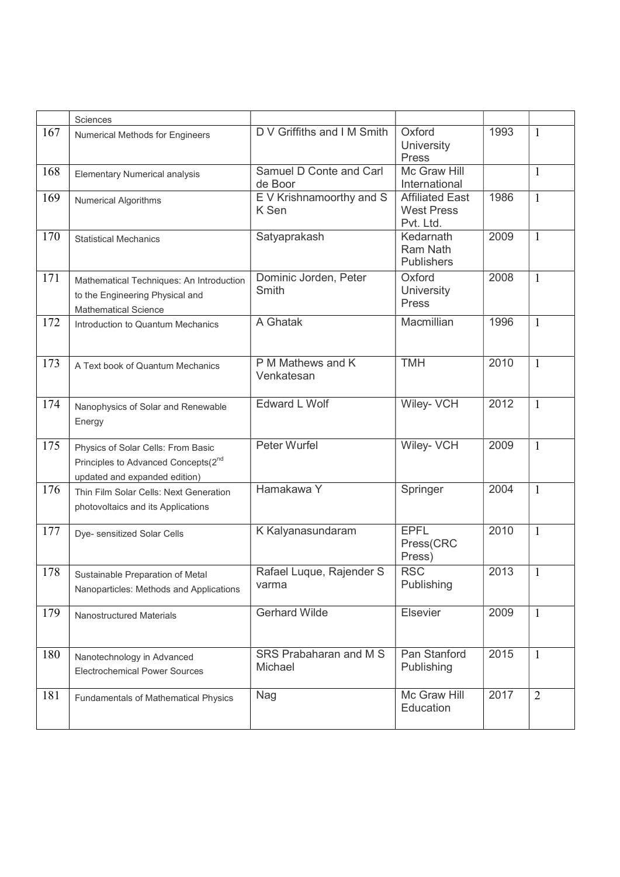|  | Sciences |  |  |  |  |
|---|---|---|---|---|---|
| 167 | Numerical Methods for Engineers | D V Griffiths and I M Smith | Oxford University Press | 1993 | 1 |
| 168 | Elementary Numerical analysis | Samuel D Conte and Carl de Boor | Mc Graw Hill International |  | 1 |
| 169 | Numerical Algorithms | E V Krishnamoorthy and S K Sen | Affiliated East West Press Pvt. Ltd. | 1986 | 1 |
| 170 | Statistical Mechanics | Satyaprakash | Kedarnath Ram Nath Publishers | 2009 | 1 |
| 171 | Mathematical Techniques: An Introduction to the Engineering Physical and Mathematical Science | Dominic Jorden, Peter Smith | Oxford University Press | 2008 | 1 |
| 172 | Introduction to Quantum Mechanics | A Ghatak | Macmillian | 1996 | 1 |
| 173 | A Text book of Quantum Mechanics | P M Mathews and K Venkatesan | TMH | 2010 | 1 |
| 174 | Nanophysics of Solar and Renewable Energy | Edward L Wolf | Wiley- VCH | 2012 | 1 |
| 175 | Physics of Solar Cells: From Basic Principles to Advanced Concepts(2nd updated and expanded edition) | Peter Wurfel | Wiley- VCH | 2009 | 1 |
| 176 | Thin Film Solar Cells: Next Generation photovoltaics and its Applications | Hamakawa Y | Springer | 2004 | 1 |
| 177 | Dye- sensitized Solar Cells | K Kalyanasundaram | EPFL Press(CRC Press) | 2010 | 1 |
| 178 | Sustainable Preparation of Metal Nanoparticles: Methods and Applications | Rafael Luque, Rajender S varma | RSC Publishing | 2013 | 1 |
| 179 | Nanostructured Materials | Gerhard Wilde | Elsevier | 2009 | 1 |
| 180 | Nanotechnology in Advanced Electrochemical Power Sources | SRS Prabaharan and M S Michael | Pan Stanford Publishing | 2015 | 1 |
| 181 | Fundamentals of Mathematical Physics | Nag | Mc Graw Hill Education | 2017 | 2 |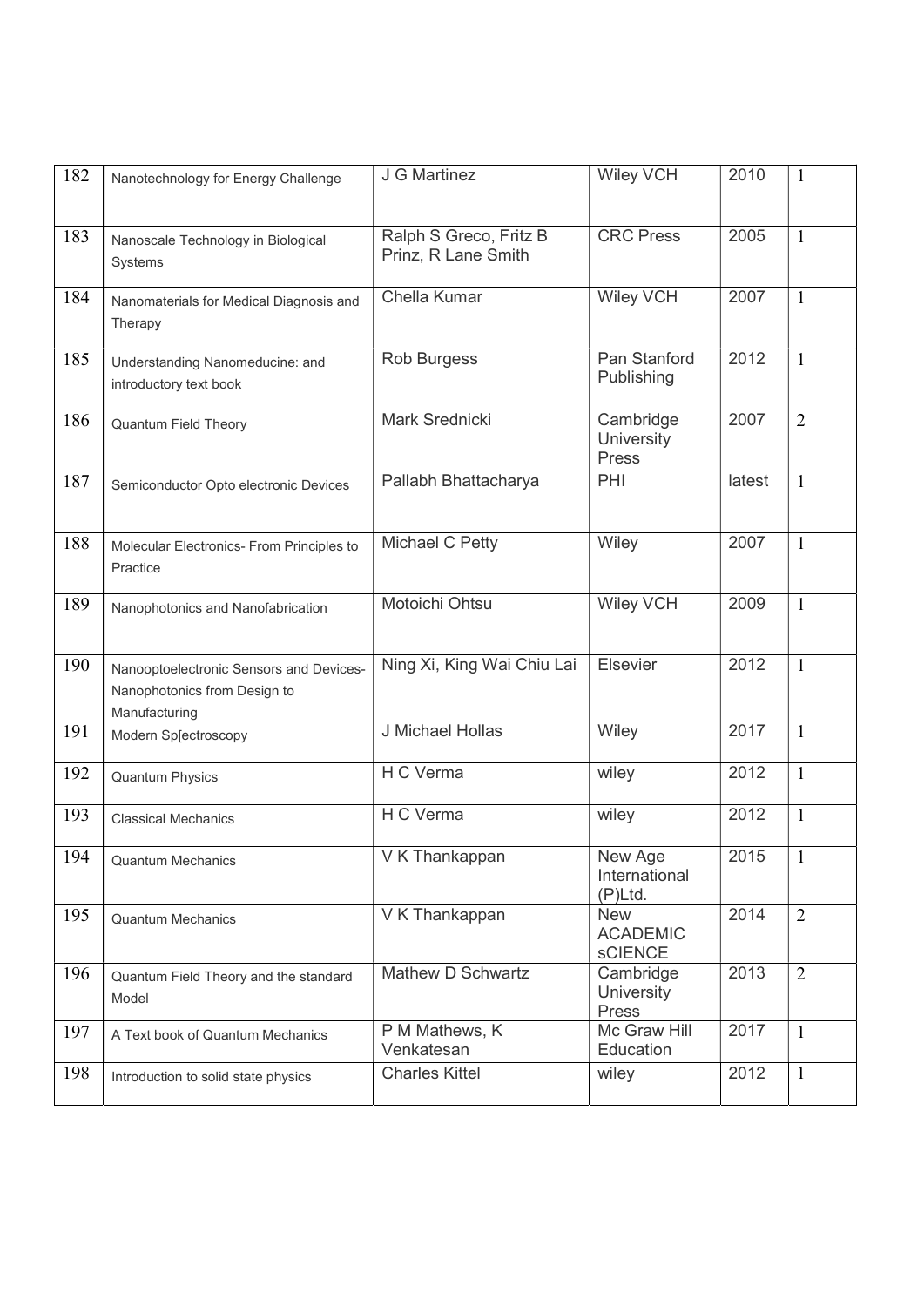| 182 | Nanotechnology for Energy Challenge | J G Martinez | Wiley VCH | 2010 | 1 |
|---|---|---|---|---|---|
| 183 | Nanoscale Technology in Biological Systems | Ralph S Greco, Fritz B Prinz, R Lane Smith | CRC Press | 2005 | 1 |
| 184 | Nanomaterials for Medical Diagnosis and Therapy | Chella Kumar | Wiley VCH | 2007 | 1 |
| 185 | Understanding Nanomeducine: and introductory text book | Rob Burgess | Pan Stanford Publishing | 2012 | 1 |
| 186 | Quantum Field Theory | Mark Srednicki | Cambridge University Press | 2007 | 2 |
| 187 | Semiconductor Opto electronic Devices | Pallabh Bhattacharya | PHI | latest | 1 |
| 188 | Molecular Electronics- From Principles to Practice | Michael C Petty | Wiley | 2007 | 1 |
| 189 | Nanophotonics and Nanofabrication | Motoichi Ohtsu | Wiley VCH | 2009 | 1 |
| 190 | Nanooptoelectronic Sensors and Devices- Nanophotonics from Design to Manufacturing | Ning Xi, King Wai Chiu Lai | Elsevier | 2012 | 1 |
| 191 | Modern Sp[ectroscopy | J Michael Hollas | Wiley | 2017 | 1 |
| 192 | Quantum Physics | H C Verma | wiley | 2012 | 1 |
| 193 | Classical Mechanics | H C Verma | wiley | 2012 | 1 |
| 194 | Quantum Mechanics | V K Thankappan | New Age International (P)Ltd. | 2015 | 1 |
| 195 | Quantum Mechanics | V K Thankappan | New ACADEMIC sCIENCE | 2014 | 2 |
| 196 | Quantum Field Theory and the standard Model | Mathew D Schwartz | Cambridge University Press | 2013 | 2 |
| 197 | A Text book of Quantum Mechanics | P M Mathews, K Venkatesan | Mc Graw Hill Education | 2017 | 1 |
| 198 | Introduction to solid state physics | Charles Kittel | wiley | 2012 | 1 |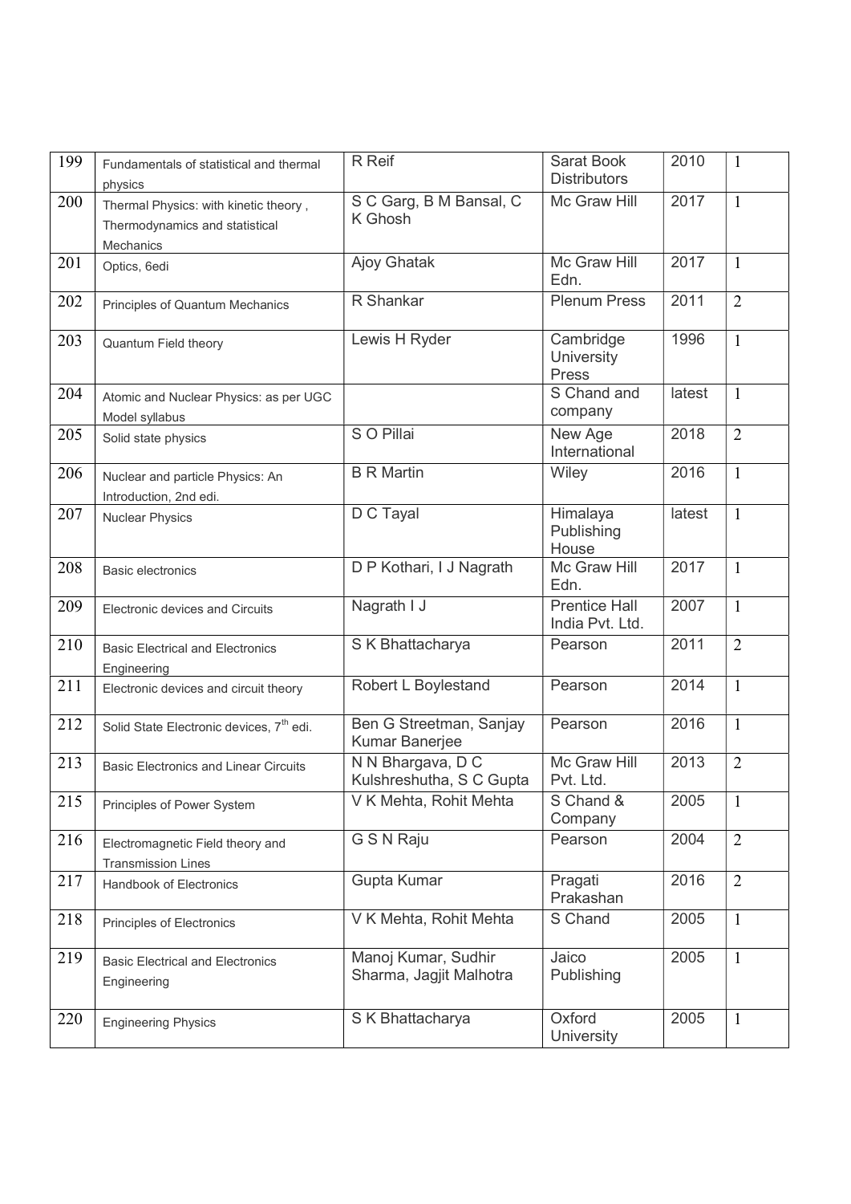| 199 | Fundamentals of statistical and thermal physics | R Reif | Sarat Book Distributors | 2010 | 1 |
|---|---|---|---|---|---|
| 200 | Thermal Physics: with kinetic theory , Thermodynamics and statistical Mechanics | S C Garg, B M Bansal, C K Ghosh | Mc Graw Hill | 2017 | 1 |
| 201 | Optics, 6edi | Ajoy Ghatak | Mc Graw Hill Edn. | 2017 | 1 |
| 202 | Principles of Quantum Mechanics | R Shankar | Plenum Press | 2011 | 2 |
| 203 | Quantum Field theory | Lewis H Ryder | Cambridge University Press | 1996 | 1 |
| 204 | Atomic and Nuclear Physics: as per UGC Model syllabus | | S Chand and company | latest | 1 |
| 205 | Solid state physics | S O Pillai | New Age International | 2018 | 2 |
| 206 | Nuclear and particle Physics: An Introduction, 2nd edi. | B R Martin | Wiley | 2016 | 1 |
| 207 | Nuclear Physics | D C Tayal | Himalaya Publishing House | latest | 1 |
| 208 | Basic electronics | D P Kothari, I J Nagrath | Mc Graw Hill Edn. | 2017 | 1 |
| 209 | Electronic devices and Circuits | Nagrath I J | Prentice Hall India Pvt. Ltd. | 2007 | 1 |
| 210 | Basic Electrical and Electronics Engineering | S K Bhattacharya | Pearson | 2011 | 2 |
| 211 | Electronic devices and circuit theory | Robert L Boylestand | Pearson | 2014 | 1 |
| 212 | Solid State Electronic devices, 7th edi. | Ben G Streetman, Sanjay Kumar Banerjee | Pearson | 2016 | 1 |
| 213 | Basic Electronics and Linear Circuits | N N Bhargava, D C Kulshreshutha, S C Gupta | Mc Graw Hill Pvt. Ltd. | 2013 | 2 |
| 215 | Principles of Power System | V K Mehta, Rohit Mehta | S Chand & Company | 2005 | 1 |
| 216 | Electromagnetic Field theory and Transmission Lines | G S N Raju | Pearson | 2004 | 2 |
| 217 | Handbook of Electronics | Gupta Kumar | Pragati Prakashan | 2016 | 2 |
| 218 | Principles of Electronics | V K Mehta, Rohit Mehta | S Chand | 2005 | 1 |
| 219 | Basic Electrical and Electronics Engineering | Manoj Kumar, Sudhir Sharma, Jagjit Malhotra | Jaico Publishing | 2005 | 1 |
| 220 | Engineering Physics | S K Bhattacharya | Oxford University | 2005 | 1 |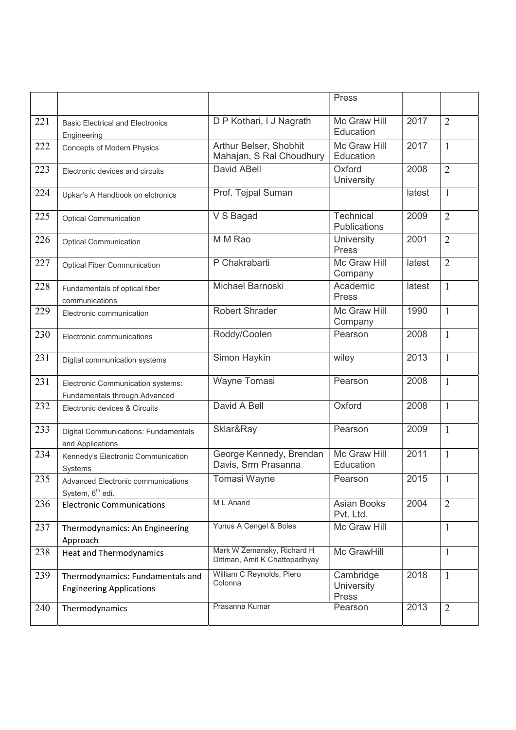| | | | Press | | |
|---|---|---|---|---|---|
| 221 | Basic Electrical and Electronics Engineering | D P Kothari, I J Nagrath | Mc Graw Hill Education | 2017 | 2 |
| 222 | Concepts of Modern Physics | Arthur Belser, Shobhit Mahajan, S Ral Choudhury | Mc Graw Hill Education | 2017 | 1 |
| 223 | Electronic devices and circuits | David ABell | Oxford University | 2008 | 2 |
| 224 | Upkar's A Handbook on elctronics | Prof. Tejpal Suman | | latest | 1 |
| 225 | Optical Communication | V S Bagad | Technical Publications | 2009 | 2 |
| 226 | Optical Communication | M M Rao | University Press | 2001 | 2 |
| 227 | Optical Fiber Communication | P Chakrabarti | Mc Graw Hill Company | latest | 2 |
| 228 | Fundamentals of optical fiber communications | Michael Barnoski | Academic Press | latest | 1 |
| 229 | Electronic communication | Robert Shrader | Mc Graw Hill Company | 1990 | 1 |
| 230 | Electronic communications | Roddy/Coolen | Pearson | 2008 | 1 |
| 231 | Digital communication systems | Simon Haykin | wiley | 2013 | 1 |
| 231 | Electronic Communication systems: Fundamentals through Advanced | Wayne Tomasi | Pearson | 2008 | 1 |
| 232 | Electronic devices & Circuits | David A Bell | Oxford | 2008 | 1 |
| 233 | Digital Communications: Fundamentals and Applications | Sklar&Ray | Pearson | 2009 | 1 |
| 234 | Kennedy's Electronic Communication Systems | George Kennedy, Brendan Davis, Srm Prasanna | Mc Graw Hill Education | 2011 | 1 |
| 235 | Advanced Electronic communications System, 6th edi. | Tomasi Wayne | Pearson | 2015 | 1 |
| 236 | Electronic Communications | M L Anand | Asian Books Pvt. Ltd. | 2004 | 2 |
| 237 | Thermodynamics: An Engineering Approach | Yunus A Cengel & Boles | Mc Graw Hill | | 1 |
| 238 | Heat and Thermodynamics | Mark W Zemansky, Richard H Dittman, Amit K Chattopadhyay | Mc GrawHill | | 1 |
| 239 | Thermodynamics: Fundamentals and Engineering Applications | William C Reynolds, Plero Colonna | Cambridge University Press | 2018 | 1 |
| 240 | Thermodynamics | Prasanna Kumar | Pearson | 2013 | 2 |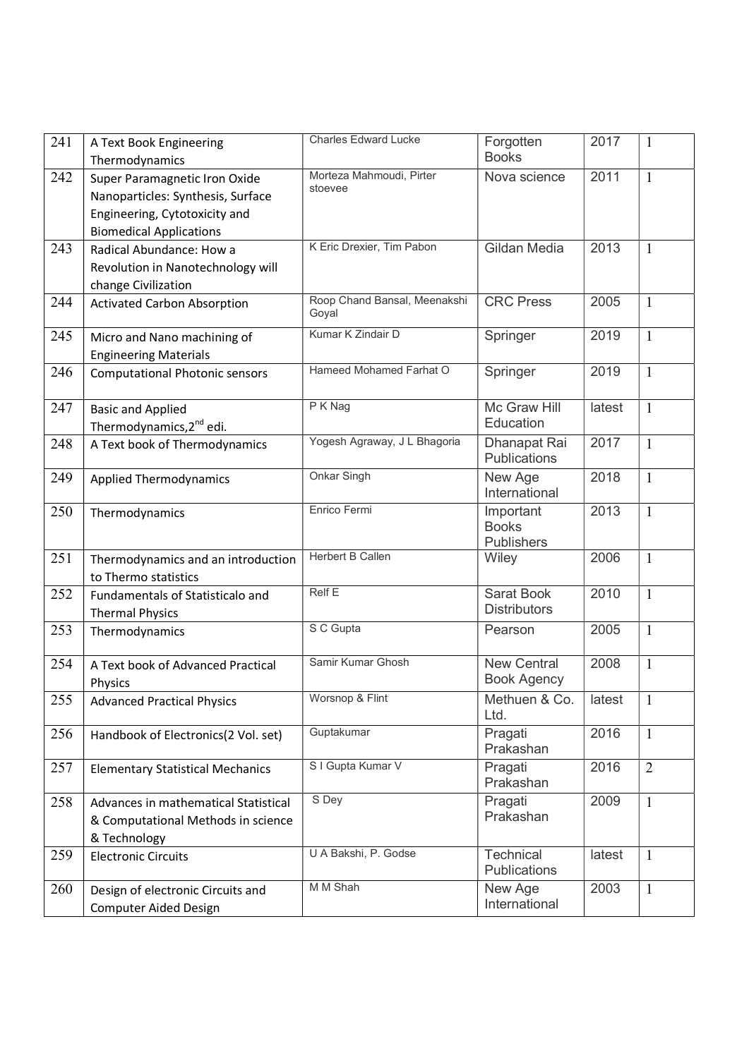| 241 | A Text Book Engineering Thermodynamics | Charles Edward Lucke | Forgotten Books | 2017 | 1 |
|---|---|---|---|---|---|
| 242 | Super Paramagnetic Iron Oxide Nanoparticles: Synthesis, Surface Engineering, Cytotoxicity and Biomedical Applications | Morteza Mahmoudi, Pirter stoevee | Nova science | 2011 | 1 |
| 243 | Radical Abundance: How a Revolution in Nanotechnology will change Civilization | K Eric Drexier, Tim Pabon | Gildan Media | 2013 | 1 |
| 244 | Activated Carbon Absorption | Roop Chand Bansal, Meenakshi Goyal | CRC Press | 2005 | 1 |
| 245 | Micro and Nano machining of Engineering Materials | Kumar K Zindair D | Springer | 2019 | 1 |
| 246 | Computational Photonic sensors | Hameed Mohamed Farhat O | Springer | 2019 | 1 |
| 247 | Basic and Applied Thermodynamics,2nd edi. | P K Nag | Mc Graw Hill Education | latest | 1 |
| 248 | A Text book of Thermodynamics | Yogesh Agraway, J L Bhagoria | Dhanapat Rai Publications | 2017 | 1 |
| 249 | Applied Thermodynamics | Onkar Singh | New Age International | 2018 | 1 |
| 250 | Thermodynamics | Enrico Fermi | Important Books Publishers | 2013 | 1 |
| 251 | Thermodynamics and an introduction to Thermo statistics | Herbert B Callen | Wiley | 2006 | 1 |
| 252 | Fundamentals of Statisticalo and Thermal Physics | Relf E | Sarat Book Distributors | 2010 | 1 |
| 253 | Thermodynamics | S C Gupta | Pearson | 2005 | 1 |
| 254 | A Text book of Advanced Practical Physics | Samir Kumar Ghosh | New Central Book Agency | 2008 | 1 |
| 255 | Advanced Practical Physics | Worsnop & Flint | Methuen & Co. Ltd. | latest | 1 |
| 256 | Handbook of Electronics(2 Vol. set) | Guptakumar | Pragati Prakashan | 2016 | 1 |
| 257 | Elementary Statistical Mechanics | S I Gupta Kumar V | Pragati Prakashan | 2016 | 2 |
| 258 | Advances in mathematical Statistical & Computational Methods in science & Technology | S Dey | Pragati Prakashan | 2009 | 1 |
| 259 | Electronic Circuits | U A Bakshi, P. Godse | Technical Publications | latest | 1 |
| 260 | Design of electronic Circuits and Computer Aided Design | M M Shah | New Age International | 2003 | 1 |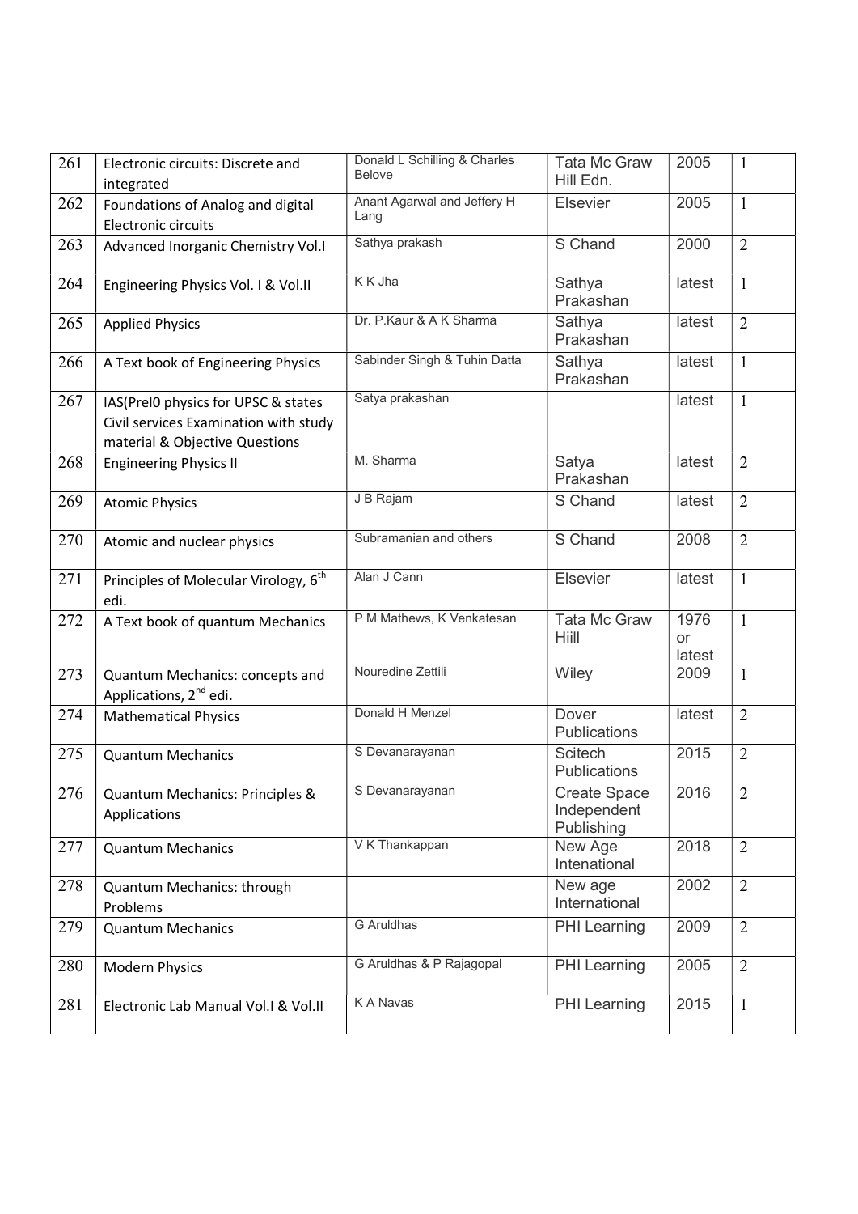| 261 | Electronic circuits: Discrete and integrated | Donald L Schilling & Charles Belove | Tata Mc Graw Hill Edn. | 2005 | 1 |
|---|---|---|---|---|---|
| 262 | Foundations of Analog and digital Electronic circuits | Anant Agarwal and Jeffery H Lang | Elsevier | 2005 | 1 |
| 263 | Advanced Inorganic Chemistry Vol.I | Sathya prakash | S Chand | 2000 | 2 |
| 264 | Engineering Physics Vol. I & Vol.II | K K Jha | Sathya Prakashan | latest | 1 |
| 265 | Applied Physics | Dr. P.Kaur & A K Sharma | Sathya Prakashan | latest | 2 |
| 266 | A Text book of Engineering Physics | Sabinder Singh & Tuhin Datta | Sathya Prakashan | latest | 1 |
| 267 | IAS(Prel0 physics for UPSC & states Civil services Examination with study material & Objective Questions | Satya prakashan | | latest | 1 |
| 268 | Engineering Physics II | M. Sharma | Satya Prakashan | latest | 2 |
| 269 | Atomic Physics | J B Rajam | S Chand | latest | 2 |
| 270 | Atomic and nuclear physics | Subramanian and others | S Chand | 2008 | 2 |
| 271 | Principles of Molecular Virology, 6th edi. | Alan J Cann | Elsevier | latest | 1 |
| 272 | A Text book of quantum Mechanics | P M Mathews, K Venkatesan | Tata Mc Graw Hiill | 1976 or latest | 1 |
| 273 | Quantum Mechanics: concepts and Applications, 2nd edi. | Nouredine Zettili | Wiley | 2009 | 1 |
| 274 | Mathematical Physics | Donald H Menzel | Dover Publications | latest | 2 |
| 275 | Quantum Mechanics | S Devanarayanan | Scitech Publications | 2015 | 2 |
| 276 | Quantum Mechanics: Principles & Applications | S Devanarayanan | Create Space Independent Publishing | 2016 | 2 |
| 277 | Quantum Mechanics | V K Thankappan | New Age Intenational | 2018 | 2 |
| 278 | Quantum Mechanics: through Problems | | New age International | 2002 | 2 |
| 279 | Quantum Mechanics | G Aruldhas | PHI Learning | 2009 | 2 |
| 280 | Modern Physics | G Aruldhas & P Rajagopal | PHI Learning | 2005 | 2 |
| 281 | Electronic Lab Manual Vol.I & Vol.II | K A Navas | PHI Learning | 2015 | 1 |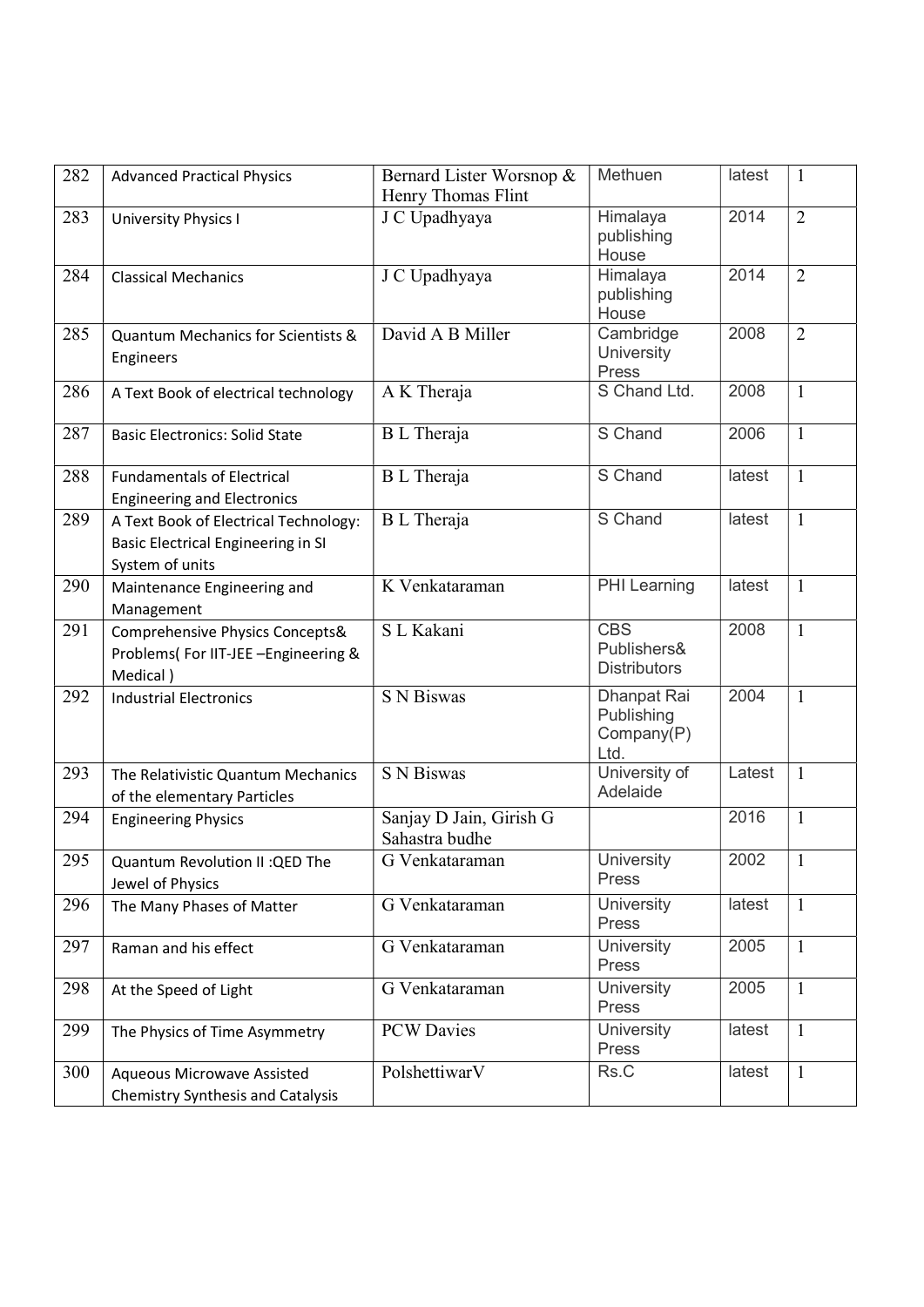| 282 | Advanced Practical Physics | Bernard Lister Worsnop & Henry Thomas Flint | Methuen | latest | 1 |
|---|---|---|---|---|---|
| 283 | University Physics I | J C Upadhyaya | Himalaya publishing House | 2014 | 2 |
| 284 | Classical Mechanics | J C Upadhyaya | Himalaya publishing House | 2014 | 2 |
| 285 | Quantum Mechanics for Scientists & Engineers | David A B Miller | Cambridge University Press | 2008 | 2 |
| 286 | A Text Book of electrical technology | A K Theraja | S Chand Ltd. | 2008 | 1 |
| 287 | Basic Electronics: Solid State | B L Theraja | S Chand | 2006 | 1 |
| 288 | Fundamentals of Electrical Engineering and Electronics | B L Theraja | S Chand | latest | 1 |
| 289 | A Text Book of Electrical Technology: Basic Electrical Engineering in SI System of units | B L Theraja | S Chand | latest | 1 |
| 290 | Maintenance Engineering and Management | K Venkataraman | PHI Learning | latest | 1 |
| 291 | Comprehensive Physics Concepts& Problems( For IIT-JEE –Engineering & Medical ) | S L Kakani | CBS Publishers& Distributors | 2008 | 1 |
| 292 | Industrial Electronics | S N Biswas | Dhanpat Rai Publishing Company(P) Ltd. | 2004 | 1 |
| 293 | The Relativistic Quantum Mechanics of the elementary Particles | S N Biswas | University of Adelaide | Latest | 1 |
| 294 | Engineering Physics | Sanjay D Jain, Girish G Sahastra budhe | | 2016 | 1 |
| 295 | Quantum Revolution II :QED The Jewel of Physics | G Venkataraman | University Press | 2002 | 1 |
| 296 | The Many Phases of Matter | G Venkataraman | University Press | latest | 1 |
| 297 | Raman and his effect | G Venkataraman | University Press | 2005 | 1 |
| 298 | At the Speed of Light | G Venkataraman | University Press | 2005 | 1 |
| 299 | The Physics of Time Asymmetry | PCW Davies | University Press | latest | 1 |
| 300 | Aqueous Microwave Assisted Chemistry Synthesis and Catalysis | PolshettiwarV | Rs.C | latest | 1 |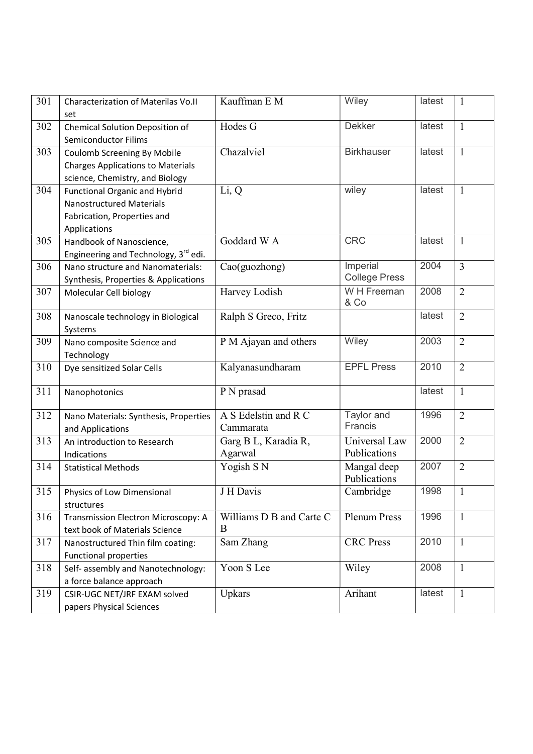| | | | | | |
|---|---|---|---|---|---|
| 301 | Characterization of Materilas Vo.II set | Kauffman E M | Wiley | latest | 1 |
| 302 | Chemical Solution Deposition of Semiconductor Filims | Hodes G | Dekker | latest | 1 |
| 303 | Coulomb Screening By Mobile Charges Applications to Materials science, Chemistry, and Biology | Chazalviel | Birkhauser | latest | 1 |
| 304 | Functional Organic and Hybrid Nanostructured Materials Fabrication, Properties and Applications | Li, Q | wiley | latest | 1 |
| 305 | Handbook of Nanoscience, Engineering and Technology, 3rd edi. | Goddard W A | CRC | latest | 1 |
| 306 | Nano structure and Nanomaterials: Synthesis, Properties & Applications | Cao(guozhong) | Imperial College Press | 2004 | 3 |
| 307 | Molecular Cell biology | Harvey Lodish | W H Freeman & Co | 2008 | 2 |
| 308 | Nanoscale technology in Biological Systems | Ralph S Greco, Fritz | | latest | 2 |
| 309 | Nano composite Science and Technology | P M Ajayan and others | Wiley | 2003 | 2 |
| 310 | Dye sensitized Solar Cells | Kalyanasundharam | EPFL Press | 2010 | 2 |
| 311 | Nanophotonics | P N prasad | | latest | 1 |
| 312 | Nano Materials: Synthesis, Properties and Applications | A S Edelstin and R C Cammarata | Taylor and Francis | 1996 | 2 |
| 313 | An introduction to Research Indications | Garg B L, Karadia R, Agarwal | Universal Law Publications | 2000 | 2 |
| 314 | Statistical Methods | Yogish S N | Mangal deep Publications | 2007 | 2 |
| 315 | Physics of Low Dimensional structures | J H Davis | Cambridge | 1998 | 1 |
| 316 | Transmission Electron Microscopy: A text book of Materials Science | Williams D B and Carte C B | Plenum Press | 1996 | 1 |
| 317 | Nanostructured Thin film coating: Functional properties | Sam Zhang | CRC Press | 2010 | 1 |
| 318 | Self- assembly and Nanotechnology: a force balance approach | Yoon S Lee | Wiley | 2008 | 1 |
| 319 | CSIR-UGC NET/JRF EXAM solved papers Physical Sciences | Upkars | Arihant | latest | 1 |